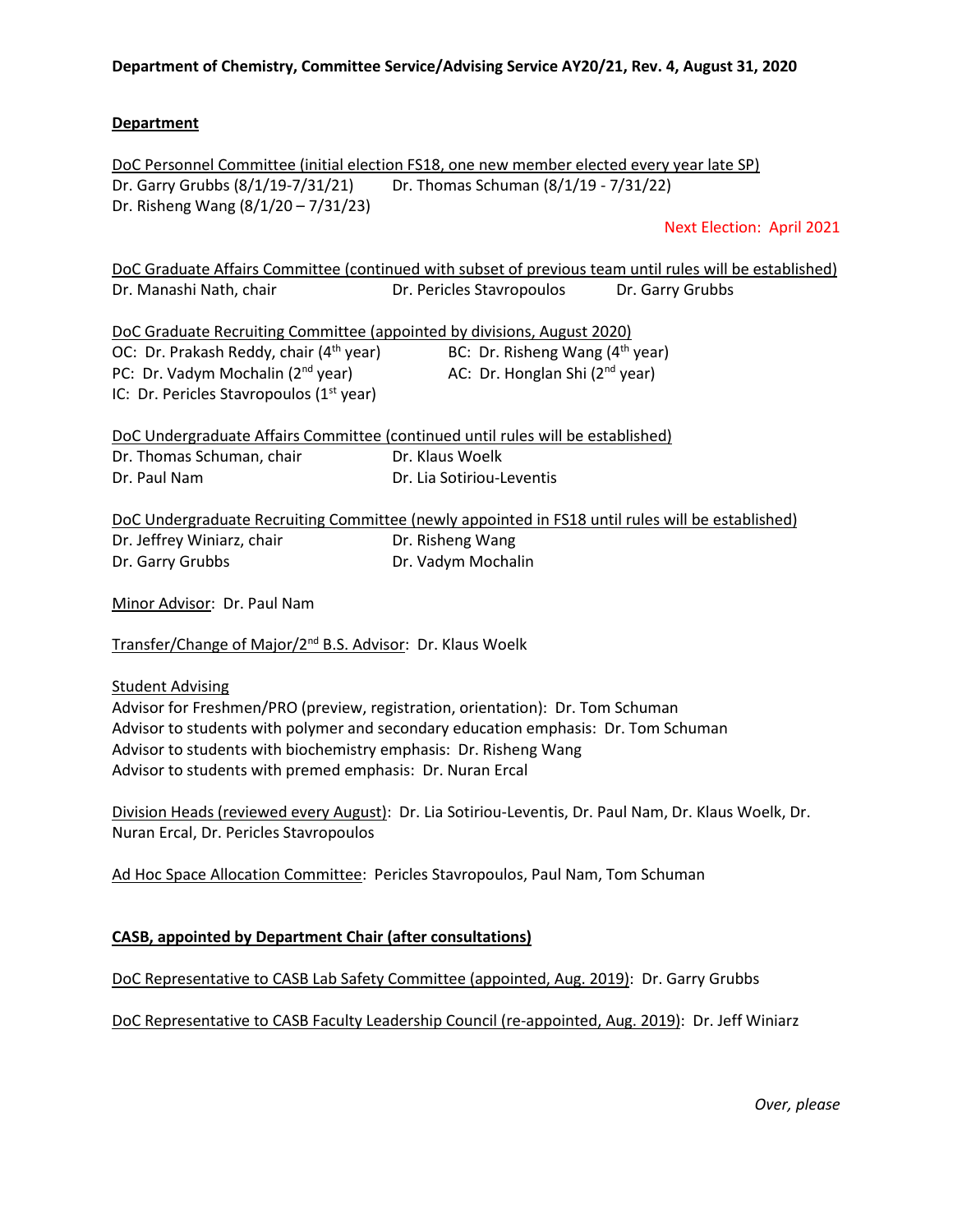# Department of Chemistry, Committee Service/Advising Service AY20/21, Rev. 4, August 31, 2020

## Department

DoC Personnel Committee (initial election FS18, one new member elected every year late SP)

Dr. Garry Grubbs (8/1/19-7/31/21) Dr. Thomas Schuman (8/1/19 - 7/31/22)
Dr. Risheng Wang (8/1/20 – 7/31/23)

Next Election: April 2021

DoC Graduate Affairs Committee (continued with subset of previous team until rules will be established)

Dr. Manashi Nath, chair Dr. Pericles Stavropoulos Dr. Garry Grubbs

DoC Graduate Recruiting Committee (appointed by divisions, August 2020)

OC: Dr. Prakash Reddy, chair (4th year)
BC: Dr. Risheng Wang (4th year)
PC: Dr. Vadym Mochalin (2nd year)
AC: Dr. Honglan Shi (2nd year)
IC: Dr. Pericles Stavropoulos (1st year)

DoC Undergraduate Affairs Committee (continued until rules will be established)

Dr. Thomas Schuman, chair Dr. Klaus Woelk
Dr. Paul Nam Dr. Lia Sotiriou-Leventis

DoC Undergraduate Recruiting Committee (newly appointed in FS18 until rules will be established)

Dr. Jeffrey Winiarz, chair Dr. Risheng Wang
Dr. Garry Grubbs Dr. Vadym Mochalin

Minor Advisor: Dr. Paul Nam

Transfer/Change of Major/2nd B.S. Advisor: Dr. Klaus Woelk

Student Advising

Advisor for Freshmen/PRO (preview, registration, orientation): Dr. Tom Schuman
Advisor to students with polymer and secondary education emphasis: Dr. Tom Schuman
Advisor to students with biochemistry emphasis: Dr. Risheng Wang
Advisor to students with premed emphasis: Dr. Nuran Ercal

Division Heads (reviewed every August): Dr. Lia Sotiriou-Leventis, Dr. Paul Nam, Dr. Klaus Woelk, Dr. Nuran Ercal, Dr. Pericles Stavropoulos

Ad Hoc Space Allocation Committee: Pericles Stavropoulos, Paul Nam, Tom Schuman

## CASB, appointed by Department Chair (after consultations)

DoC Representative to CASB Lab Safety Committee (appointed, Aug. 2019): Dr. Garry Grubbs

DoC Representative to CASB Faculty Leadership Council (re-appointed, Aug. 2019): Dr. Jeff Winiarz

*Over, please*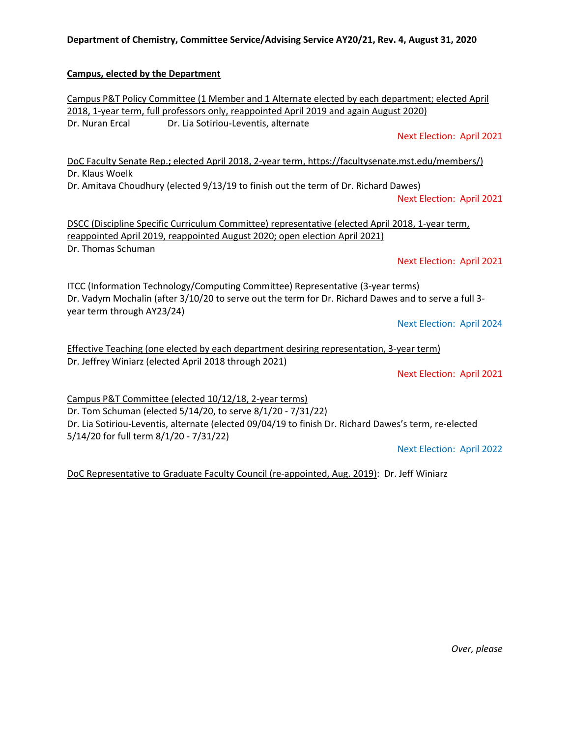**Department of Chemistry, Committee Service/Advising Service AY20/21, Rev. 4, August 31, 2020**

**Campus, elected by the Department**

Campus P&T Policy Committee (1 Member and 1 Alternate elected by each department; elected April 2018, 1-year term, full professors only, reappointed April 2019 and again August 2020)
Dr. Nuran Ercal Dr. Lia Sotiriou-Leventis, alternate

Next Election: April 2021

DoC Faculty Senate Rep.; elected April 2018, 2-year term, https://facultysenate.mst.edu/members/)
Dr. Klaus Woelk
Dr. Amitava Choudhury (elected 9/13/19 to finish out the term of Dr. Richard Dawes)

Next Election: April 2021

DSCC (Discipline Specific Curriculum Committee) representative (elected April 2018, 1-year term, reappointed April 2019, reappointed August 2020; open election April 2021)
Dr. Thomas Schuman

Next Election: April 2021

ITCC (Information Technology/Computing Committee) Representative (3-year terms)
Dr. Vadym Mochalin (after 3/10/20 to serve out the term for Dr. Richard Dawes and to serve a full 3-year term through AY23/24)

Next Election: April 2024

Effective Teaching (one elected by each department desiring representation, 3-year term)
Dr. Jeffrey Winiarz (elected April 2018 through 2021)

Next Election: April 2021

Campus P&T Committee (elected 10/12/18, 2-year terms)
Dr. Tom Schuman (elected 5/14/20, to serve 8/1/20 - 7/31/22)
Dr. Lia Sotiriou-Leventis, alternate (elected 09/04/19 to finish Dr. Richard Dawes's term, re-elected 5/14/20 for full term 8/1/20 - 7/31/22)

Next Election: April 2022

DoC Representative to Graduate Faculty Council (re-appointed, Aug. 2019): Dr. Jeff Winiarz

*Over, please*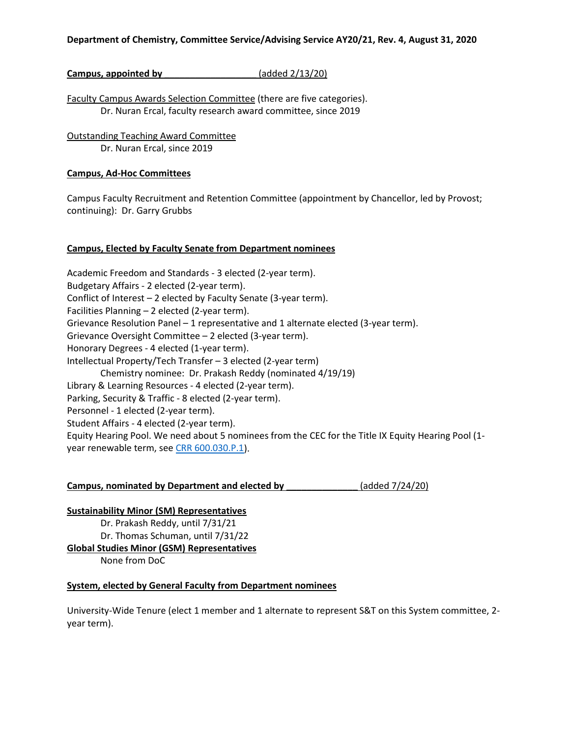**Department of Chemistry, Committee Service/Advising Service AY20/21, Rev. 4, August 31, 2020**

**Campus, appointed by ___________________** (added 2/13/20)

Faculty Campus Awards Selection Committee (there are five categories).
  Dr. Nuran Ercal, faculty research award committee, since 2019

Outstanding Teaching Award Committee
  Dr. Nuran Ercal, since 2019

**Campus, Ad-Hoc Committees**

Campus Faculty Recruitment and Retention Committee (appointment by Chancellor, led by Provost; continuing): Dr. Garry Grubbs

**Campus, Elected by Faculty Senate from Department nominees**

Academic Freedom and Standards - 3 elected (2-year term).
Budgetary Affairs - 2 elected (2-year term).
Conflict of Interest – 2 elected by Faculty Senate (3-year term).
Facilities Planning – 2 elected (2-year term).
Grievance Resolution Panel – 1 representative and 1 alternate elected (3-year term).
Grievance Oversight Committee – 2 elected (3-year term).
Honorary Degrees - 4 elected (1-year term).
Intellectual Property/Tech Transfer – 3 elected (2-year term)
  Chemistry nominee: Dr. Prakash Reddy (nominated 4/19/19)
Library & Learning Resources - 4 elected (2-year term).
Parking, Security & Traffic - 8 elected (2-year term).
Personnel - 1 elected (2-year term).
Student Affairs - 4 elected (2-year term).
Equity Hearing Pool. We need about 5 nominees from the CEC for the Title IX Equity Hearing Pool (1-year renewable term, see CRR 600.030.P.1).

**Campus, nominated by Department and elected by ______________** (added 7/24/20)

**Sustainability Minor (SM) Representatives**
  Dr. Prakash Reddy, until 7/31/21
  Dr. Thomas Schuman, until 7/31/22
**Global Studies Minor (GSM) Representatives**
  None from DoC

**System, elected by General Faculty from Department nominees**

University-Wide Tenure (elect 1 member and 1 alternate to represent S&T on this System committee, 2-year term).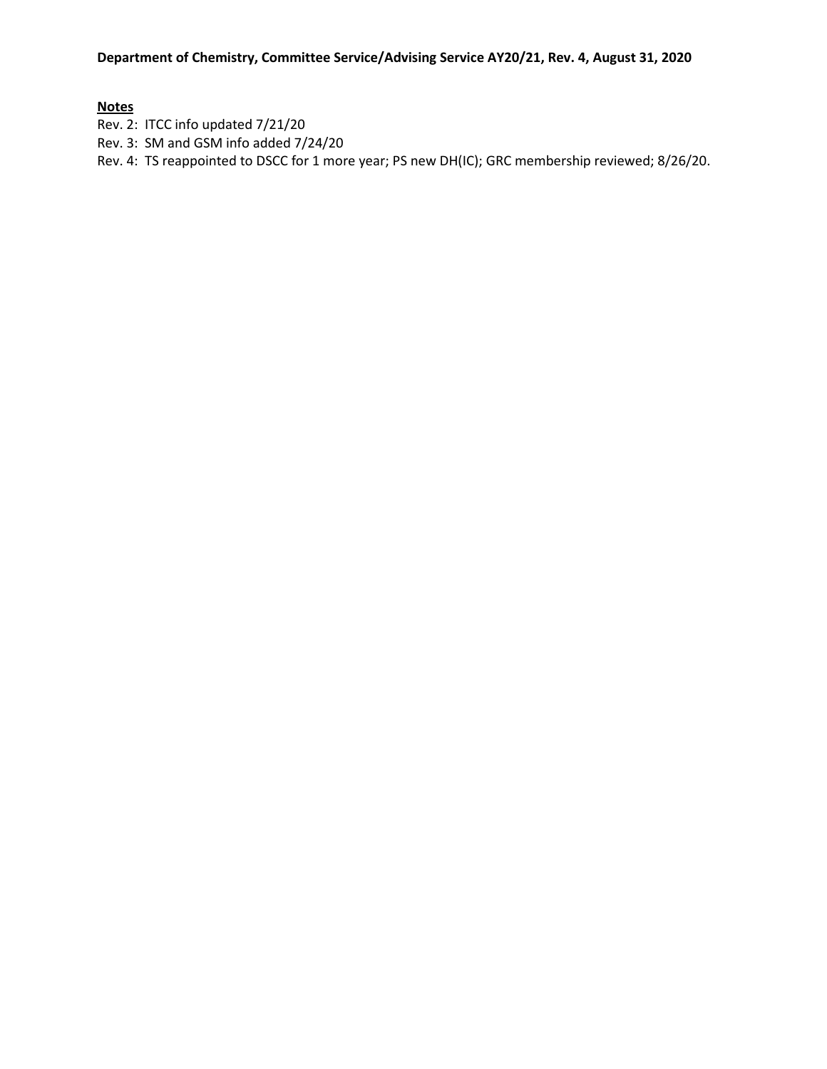**Department of Chemistry, Committee Service/Advising Service AY20/21, Rev. 4, August 31, 2020**

**Notes**

Rev. 2: ITCC info updated 7/21/20

Rev. 3: SM and GSM info added 7/24/20

Rev. 4: TS reappointed to DSCC for 1 more year; PS new DH(IC); GRC membership reviewed; 8/26/20.